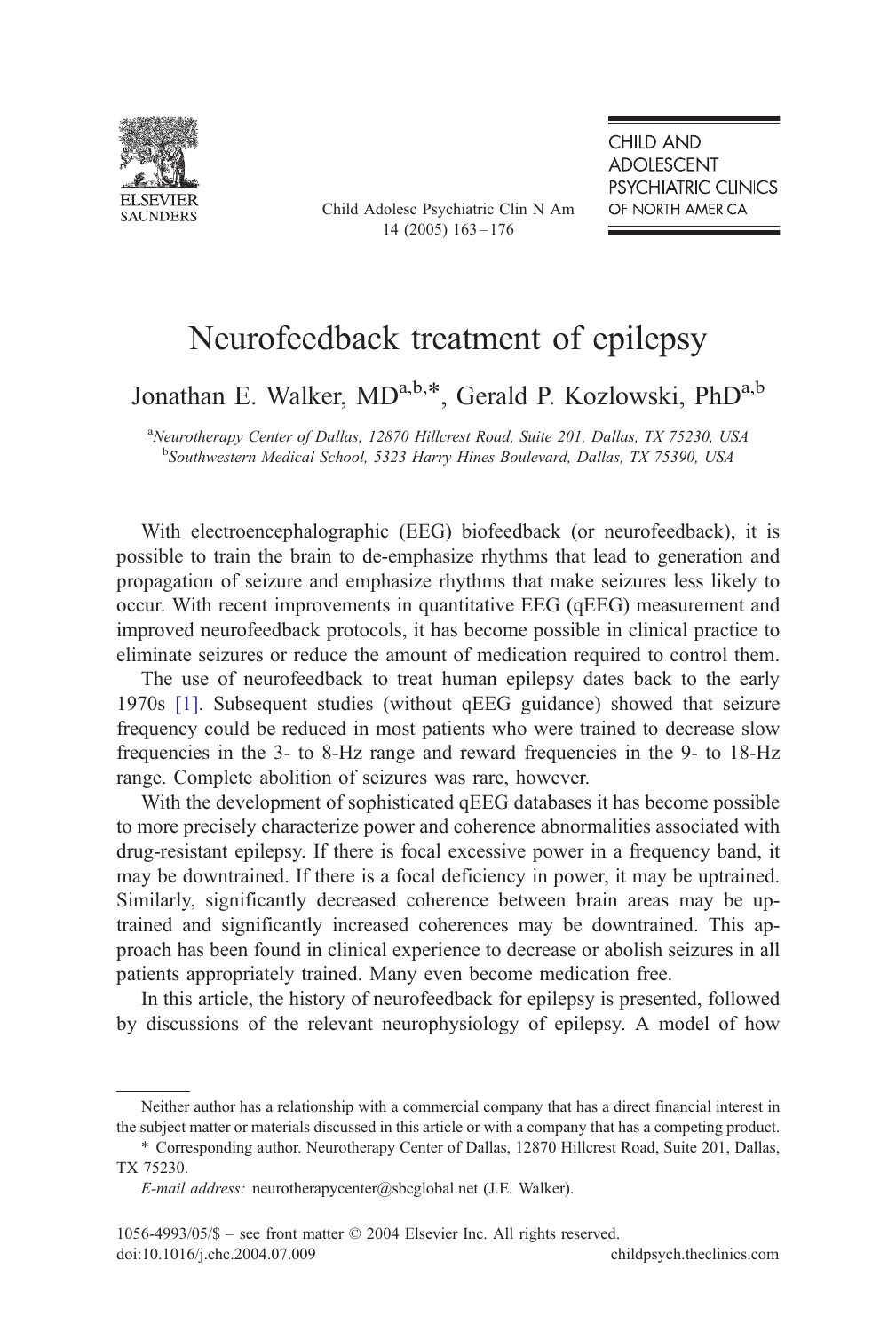# Neurofeedback treatment of epilepsy

Jonathan E. Walker, MD[a,b,*], Gerald P. Kozlowski, PhD[a,b]

[a] *Neurotherapy Center of Dallas, 12870 Hillcrest Road, Suite 201, Dallas, TX 75230, USA*
[b] *Southwestern Medical School, 5323 Harry Hines Boulevard, Dallas, TX 75390, USA*

With electroencephalographic (EEG) biofeedback (or neurofeedback), it is possible to train the brain to de-emphasize rhythms that lead to generation and propagation of seizure and emphasize rhythms that make seizures less likely to occur. With recent improvements in quantitative EEG (qEEG) measurement and improved neurofeedback protocols, it has become possible in clinical practice to eliminate seizures or reduce the amount of medication required to control them.

The use of neurofeedback to treat human epilepsy dates back to the early 1970s [1]. Subsequent studies (without qEEG guidance) showed that seizure frequency could be reduced in most patients who were trained to decrease slow frequencies in the 3- to 8-Hz range and reward frequencies in the 9- to 18-Hz range. Complete abolition of seizures was rare, however.

With the development of sophisticated qEEG databases it has become possible to more precisely characterize power and coherence abnormalities associated with drug-resistant epilepsy. If there is focal excessive power in a frequency band, it may be downtrained. If there is a focal deficiency in power, it may be uptrained. Similarly, significantly decreased coherence between brain areas may be uptrained and significantly increased coherences may be downtrained. This approach has been found in clinical experience to decrease or abolish seizures in all patients appropriately trained. Many even become medication free.

In this article, the history of neurofeedback for epilepsy is presented, followed by discussions of the relevant neurophysiology of epilepsy. A model of how

---

Neither author has a relationship with a commercial company that has a direct financial interest in the subject matter or materials discussed in this article or with a company that has a competing product.

\* Corresponding author. Neurotherapy Center of Dallas, 12870 Hillcrest Road, Suite 201, Dallas, TX 75230.

*E-mail address:* neurotherapycenter@sbcglobal.net (J.E. Walker).

1056-4993/05/$ – see front matter © 2004 Elsevier Inc. All rights reserved.
doi:10.1016/j.chc.2004.07.009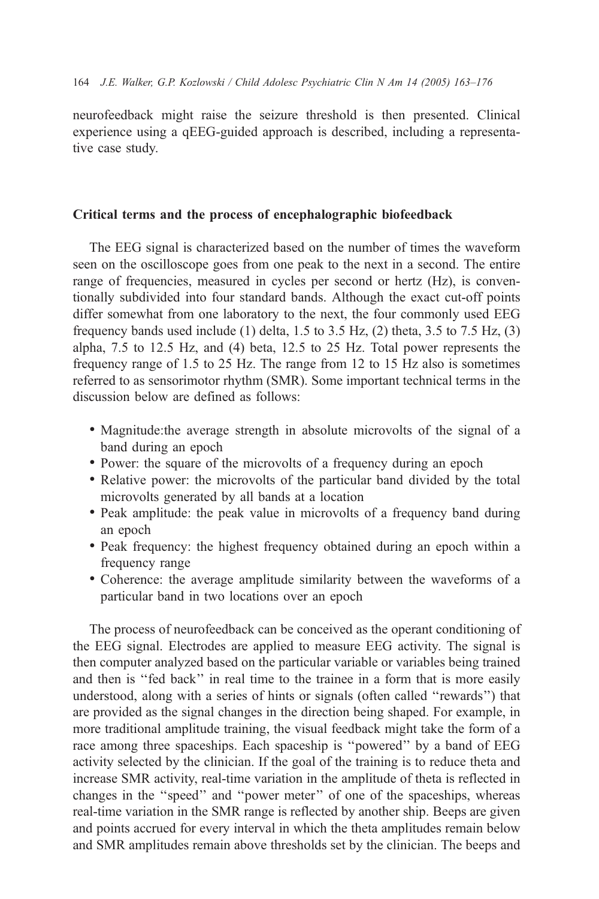neurofeedback might raise the seizure threshold is then presented. Clinical experience using a qEEG-guided approach is described, including a representative case study.

## Critical terms and the process of encephalographic biofeedback

The EEG signal is characterized based on the number of times the waveform seen on the oscilloscope goes from one peak to the next in a second. The entire range of frequencies, measured in cycles per second or hertz (Hz), is conventionally subdivided into four standard bands. Although the exact cut-off points differ somewhat from one laboratory to the next, the four commonly used EEG frequency bands used include (1) delta, 1.5 to 3.5 Hz, (2) theta, 3.5 to 7.5 Hz, (3) alpha, 7.5 to 12.5 Hz, and (4) beta, 12.5 to 25 Hz. Total power represents the frequency range of 1.5 to 25 Hz. The range from 12 to 15 Hz also is sometimes referred to as sensorimotor rhythm (SMR). Some important technical terms in the discussion below are defined as follows:

- Magnitude:the average strength in absolute microvolts of the signal of a band during an epoch
- Power: the square of the microvolts of a frequency during an epoch
- Relative power: the microvolts of the particular band divided by the total microvolts generated by all bands at a location
- Peak amplitude: the peak value in microvolts of a frequency band during an epoch
- Peak frequency: the highest frequency obtained during an epoch within a frequency range
- Coherence: the average amplitude similarity between the waveforms of a particular band in two locations over an epoch

The process of neurofeedback can be conceived as the operant conditioning of the EEG signal. Electrodes are applied to measure EEG activity. The signal is then computer analyzed based on the particular variable or variables being trained and then is "fed back" in real time to the trainee in a form that is more easily understood, along with a series of hints or signals (often called "rewards") that are provided as the signal changes in the direction being shaped. For example, in more traditional amplitude training, the visual feedback might take the form of a race among three spaceships. Each spaceship is "powered" by a band of EEG activity selected by the clinician. If the goal of the training is to reduce theta and increase SMR activity, real-time variation in the amplitude of theta is reflected in changes in the "speed" and "power meter" of one of the spaceships, whereas real-time variation in the SMR range is reflected by another ship. Beeps are given and points accrued for every interval in which the theta amplitudes remain below and SMR amplitudes remain above thresholds set by the clinician. The beeps and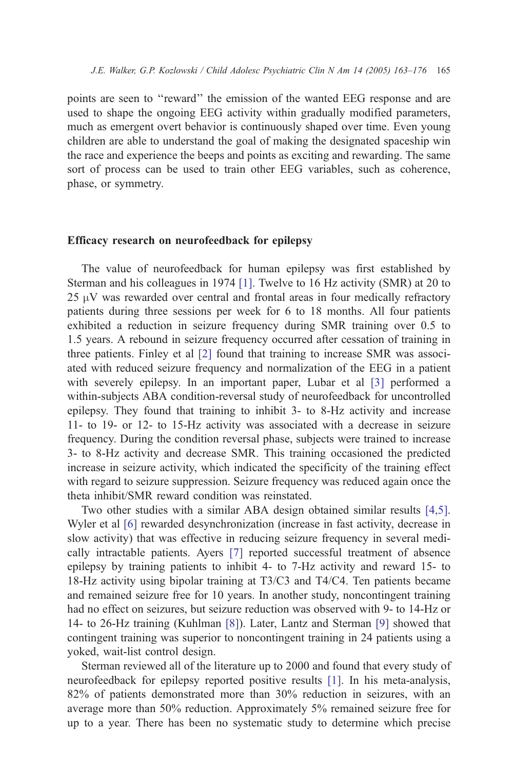points are seen to "reward" the emission of the wanted EEG response and are used to shape the ongoing EEG activity within gradually modified parameters, much as emergent overt behavior is continuously shaped over time. Even young children are able to understand the goal of making the designated spaceship win the race and experience the beeps and points as exciting and rewarding. The same sort of process can be used to train other EEG variables, such as coherence, phase, or symmetry.

## Efficacy research on neurofeedback for epilepsy

The value of neurofeedback for human epilepsy was first established by Sterman and his colleagues in 1974 [1]. Twelve to 16 Hz activity (SMR) at 20 to 25 μV was rewarded over central and frontal areas in four medically refractory patients during three sessions per week for 6 to 18 months. All four patients exhibited a reduction in seizure frequency during SMR training over 0.5 to 1.5 years. A rebound in seizure frequency occurred after cessation of training in three patients. Finley et al [2] found that training to increase SMR was associated with reduced seizure frequency and normalization of the EEG in a patient with severely epilepsy. In an important paper, Lubar et al [3] performed a within-subjects ABA condition-reversal study of neurofeedback for uncontrolled epilepsy. They found that training to inhibit 3- to 8-Hz activity and increase 11- to 19- or 12- to 15-Hz activity was associated with a decrease in seizure frequency. During the condition reversal phase, subjects were trained to increase 3- to 8-Hz activity and decrease SMR. This training occasioned the predicted increase in seizure activity, which indicated the specificity of the training effect with regard to seizure suppression. Seizure frequency was reduced again once the theta inhibit/SMR reward condition was reinstated.

Two other studies with a similar ABA design obtained similar results [4,5]. Wyler et al [6] rewarded desynchronization (increase in fast activity, decrease in slow activity) that was effective in reducing seizure frequency in several medically intractable patients. Ayers [7] reported successful treatment of absence epilepsy by training patients to inhibit 4- to 7-Hz activity and reward 15- to 18-Hz activity using bipolar training at T3/C3 and T4/C4. Ten patients became and remained seizure free for 10 years. In another study, noncontingent training had no effect on seizures, but seizure reduction was observed with 9- to 14-Hz or 14- to 26-Hz training (Kuhlman [8]). Later, Lantz and Sterman [9] showed that contingent training was superior to noncontingent training in 24 patients using a yoked, wait-list control design.

Sterman reviewed all of the literature up to 2000 and found that every study of neurofeedback for epilepsy reported positive results [1]. In his meta-analysis, 82% of patients demonstrated more than 30% reduction in seizures, with an average more than 50% reduction. Approximately 5% remained seizure free for up to a year. There has been no systematic study to determine which precise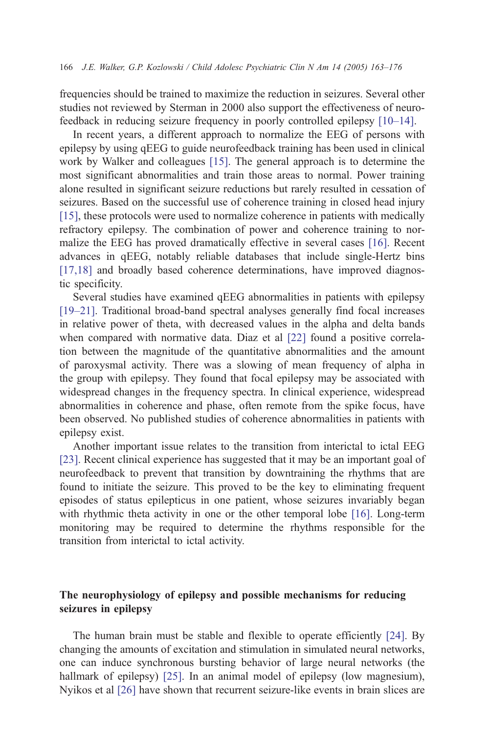frequencies should be trained to maximize the reduction in seizures. Several other studies not reviewed by Sterman in 2000 also support the effectiveness of neurofeedback in reducing seizure frequency in poorly controlled epilepsy [10–14].

In recent years, a different approach to normalize the EEG of persons with epilepsy by using qEEG to guide neurofeedback training has been used in clinical work by Walker and colleagues [15]. The general approach is to determine the most significant abnormalities and train those areas to normal. Power training alone resulted in significant seizure reductions but rarely resulted in cessation of seizures. Based on the successful use of coherence training in closed head injury [15], these protocols were used to normalize coherence in patients with medically refractory epilepsy. The combination of power and coherence training to normalize the EEG has proved dramatically effective in several cases [16]. Recent advances in qEEG, notably reliable databases that include single-Hertz bins [17,18] and broadly based coherence determinations, have improved diagnostic specificity.

Several studies have examined qEEG abnormalities in patients with epilepsy [19–21]. Traditional broad-band spectral analyses generally find focal increases in relative power of theta, with decreased values in the alpha and delta bands when compared with normative data. Diaz et al [22] found a positive correlation between the magnitude of the quantitative abnormalities and the amount of paroxysmal activity. There was a slowing of mean frequency of alpha in the group with epilepsy. They found that focal epilepsy may be associated with widespread changes in the frequency spectra. In clinical experience, widespread abnormalities in coherence and phase, often remote from the spike focus, have been observed. No published studies of coherence abnormalities in patients with epilepsy exist.

Another important issue relates to the transition from interictal to ictal EEG [23]. Recent clinical experience has suggested that it may be an important goal of neurofeedback to prevent that transition by downtraining the rhythms that are found to initiate the seizure. This proved to be the key to eliminating frequent episodes of status epilepticus in one patient, whose seizures invariably began with rhythmic theta activity in one or the other temporal lobe [16]. Long-term monitoring may be required to determine the rhythms responsible for the transition from interictal to ictal activity.

## The neurophysiology of epilepsy and possible mechanisms for reducing seizures in epilepsy

The human brain must be stable and flexible to operate efficiently [24]. By changing the amounts of excitation and stimulation in simulated neural networks, one can induce synchronous bursting behavior of large neural networks (the hallmark of epilepsy) [25]. In an animal model of epilepsy (low magnesium), Nyikos et al [26] have shown that recurrent seizure-like events in brain slices are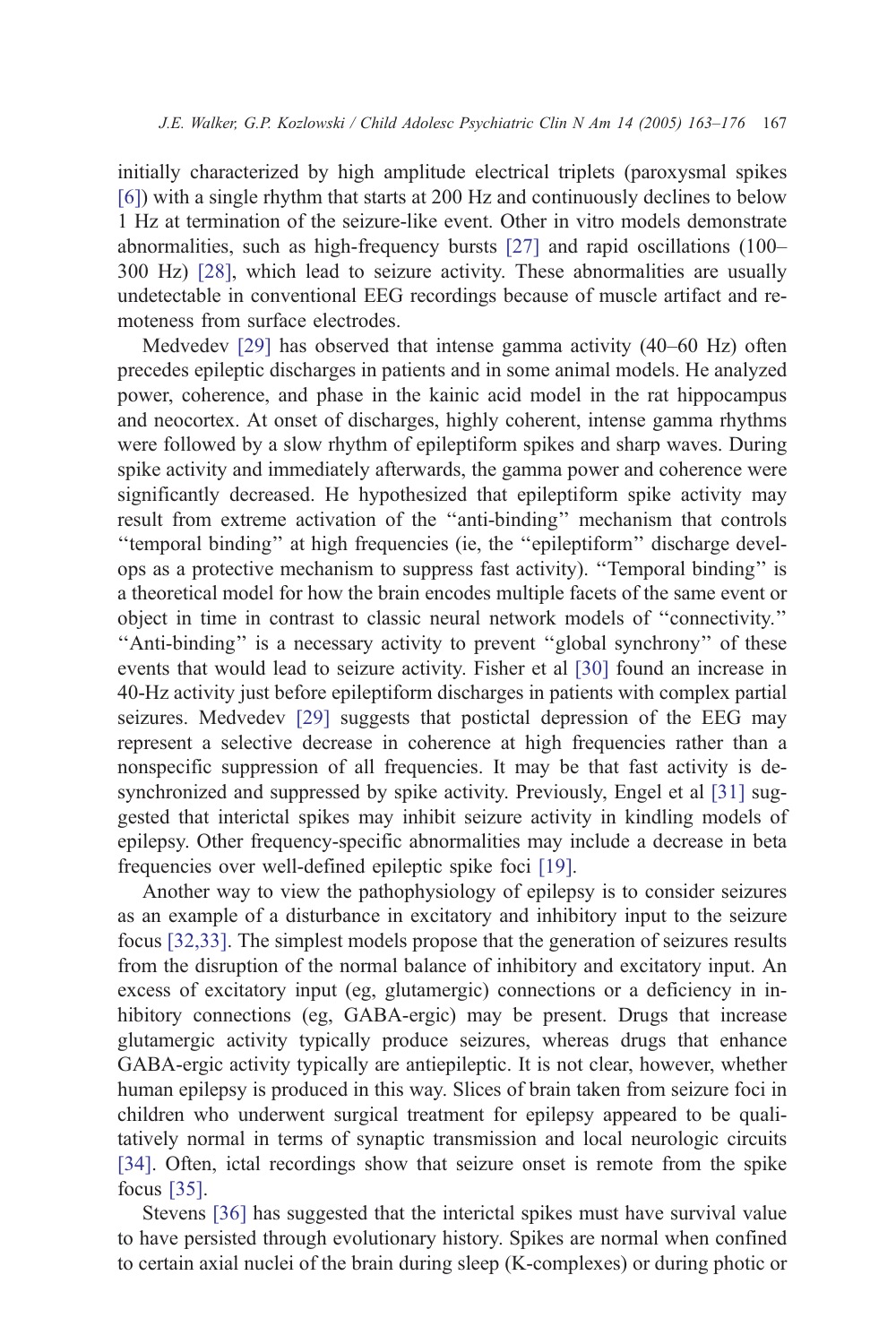initially characterized by high amplitude electrical triplets (paroxysmal spikes [6]) with a single rhythm that starts at 200 Hz and continuously declines to below 1 Hz at termination of the seizure-like event. Other in vitro models demonstrate abnormalities, such as high-frequency bursts [27] and rapid oscillations (100–300 Hz) [28], which lead to seizure activity. These abnormalities are usually undetectable in conventional EEG recordings because of muscle artifact and remoteness from surface electrodes.

Medvedev [29] has observed that intense gamma activity (40–60 Hz) often precedes epileptic discharges in patients and in some animal models. He analyzed power, coherence, and phase in the kainic acid model in the rat hippocampus and neocortex. At onset of discharges, highly coherent, intense gamma rhythms were followed by a slow rhythm of epileptiform spikes and sharp waves. During spike activity and immediately afterwards, the gamma power and coherence were significantly decreased. He hypothesized that epileptiform spike activity may result from extreme activation of the ''anti-binding'' mechanism that controls ''temporal binding'' at high frequencies (ie, the ''epileptiform'' discharge develops as a protective mechanism to suppress fast activity). ''Temporal binding'' is a theoretical model for how the brain encodes multiple facets of the same event or object in time in contrast to classic neural network models of ''connectivity.'' ''Anti-binding'' is a necessary activity to prevent ''global synchrony'' of these events that would lead to seizure activity. Fisher et al [30] found an increase in 40-Hz activity just before epileptiform discharges in patients with complex partial seizures. Medvedev [29] suggests that postictal depression of the EEG may represent a selective decrease in coherence at high frequencies rather than a nonspecific suppression of all frequencies. It may be that fast activity is desynchronized and suppressed by spike activity. Previously, Engel et al [31] suggested that interictal spikes may inhibit seizure activity in kindling models of epilepsy. Other frequency-specific abnormalities may include a decrease in beta frequencies over well-defined epileptic spike foci [19].

Another way to view the pathophysiology of epilepsy is to consider seizures as an example of a disturbance in excitatory and inhibitory input to the seizure focus [32,33]. The simplest models propose that the generation of seizures results from the disruption of the normal balance of inhibitory and excitatory input. An excess of excitatory input (eg, glutamergic) connections or a deficiency in inhibitory connections (eg, GABA-ergic) may be present. Drugs that increase glutamergic activity typically produce seizures, whereas drugs that enhance GABA-ergic activity typically are antiepileptic. It is not clear, however, whether human epilepsy is produced in this way. Slices of brain taken from seizure foci in children who underwent surgical treatment for epilepsy appeared to be qualitatively normal in terms of synaptic transmission and local neurologic circuits [34]. Often, ictal recordings show that seizure onset is remote from the spike focus [35].

Stevens [36] has suggested that the interictal spikes must have survival value to have persisted through evolutionary history. Spikes are normal when confined to certain axial nuclei of the brain during sleep (K-complexes) or during photic or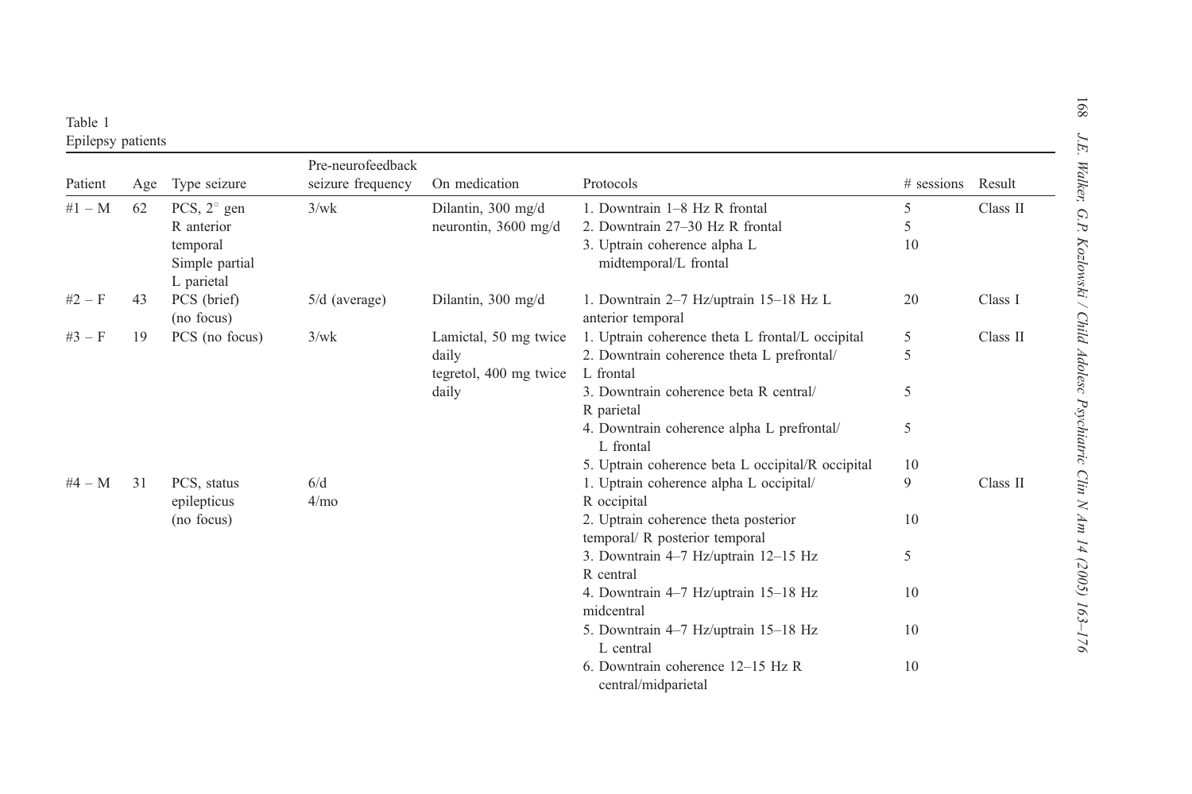Table 1
Epilepsy patients

| Patient | Age | Type seizure | Pre-neurofeedback seizure frequency | On medication | Protocols | # sessions | Result |
|---|---|---|---|---|---|---|---|
| #1 – M | 62 | PCS, 2° gen R anterior temporal Simple partial L parietal | 3/wk | Dilantin, 300 mg/d neurontin, 3600 mg/d | 1. Downtrain 1–8 Hz R frontal | 5 | Class II |
| | | | | | 2. Downtrain 27–30 Hz R frontal | 5 | |
| | | | | | 3. Uptrain coherence alpha L midtemporal/L frontal | 10 | |
| #2 – F | 43 | PCS (brief) (no focus) | 5/d (average) | Dilantin, 300 mg/d | 1. Downtrain 2–7 Hz/uptrain 15–18 Hz L anterior temporal | 20 | Class I |
| #3 – F | 19 | PCS (no focus) | 3/wk | Lamictal, 50 mg twice daily tegretol, 400 mg twice daily | 1. Uptrain coherence theta L frontal/L occipital | 5 | Class II |
| | | | | | 2. Downtrain coherence theta L prefrontal/ L frontal | 5 | |
| | | | | | 3. Downtrain coherence beta R central/ R parietal | 5 | |
| | | | | | 4. Downtrain coherence alpha L prefrontal/ L frontal | 5 | |
| | | | | | 5. Uptrain coherence beta L occipital/R occipital | 10 | |
| #4 – M | 31 | PCS, status epilepticus (no focus) | 6/d 4/mo | | 1. Uptrain coherence alpha L occipital/ R occipital | 9 | Class II |
| | | | | | 2. Uptrain coherence theta posterior temporal/ R posterior temporal | 10 | |
| | | | | | 3. Downtrain 4–7 Hz/uptrain 12–15 Hz R central | 5 | |
| | | | | | 4. Downtrain 4–7 Hz/uptrain 15–18 Hz midcentral | 10 | |
| | | | | | 5. Downtrain 4–7 Hz/uptrain 15–18 Hz L central | 10 | |
| | | | | | 6. Downtrain coherence 12–15 Hz R central/midparietal | 10 | |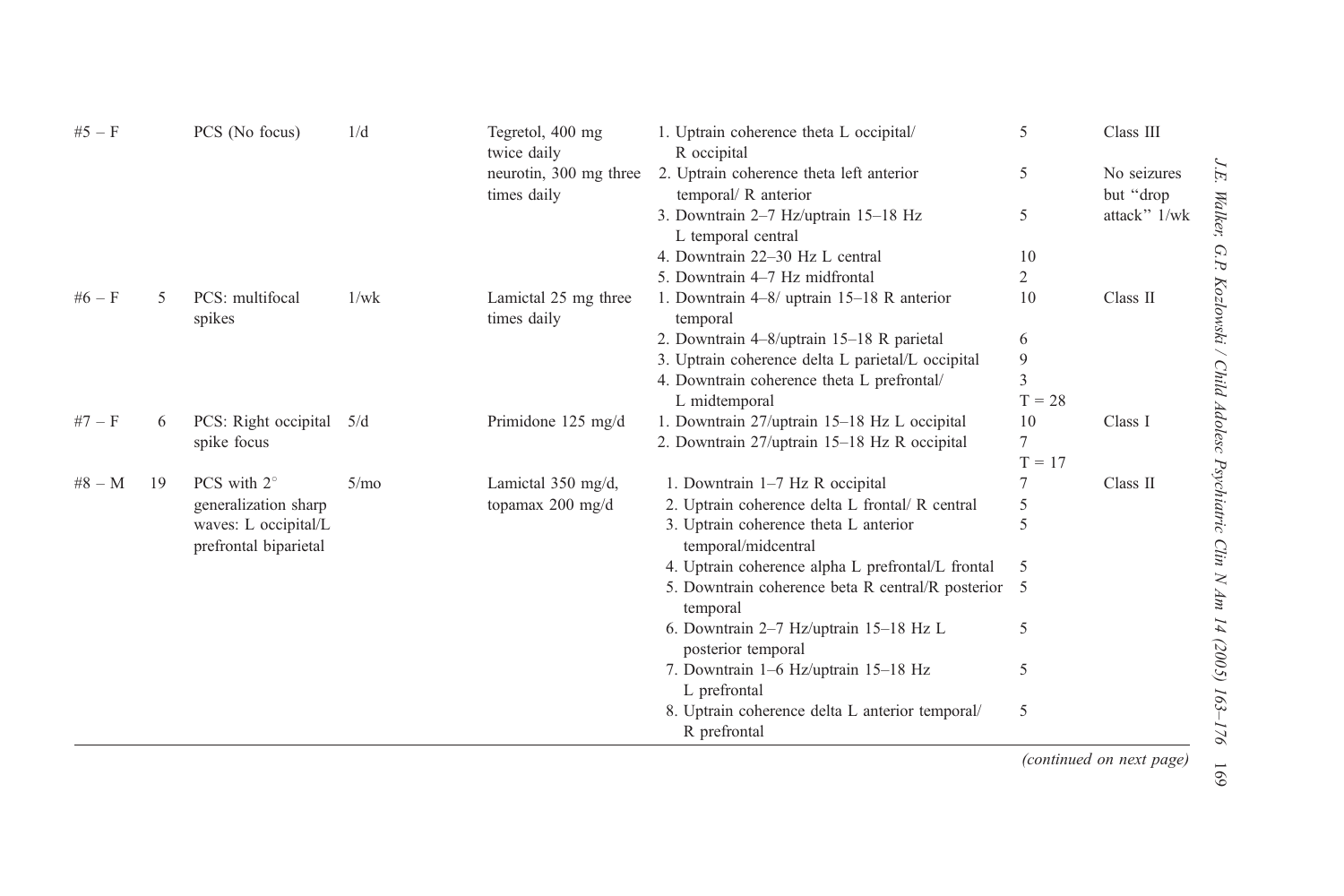| | | | | | | |
|---|---|---|---|---|---|---|
| #5 – F | | PCS (No focus) | 1/d | Tegretol, 400 mg twice daily | 1. Uptrain coherence theta L occipital/ R occipital | 5 | Class III |
| | | | | neurotin, 300 mg three times daily | 2. Uptrain coherence theta left anterior temporal/ R anterior | 5 | No seizures but "drop attack" 1/wk |
| | | | | | 3. Downtrain 2–7 Hz/uptrain 15–18 Hz L temporal central | 5 | |
| | | | | | 4. Downtrain 22–30 Hz L central | 10 | |
| | | | | | 5. Downtrain 4–7 Hz midfrontal | 2 | |
| #6 – F | 5 | PCS: multifocal spikes | 1/wk | Lamictal 25 mg three times daily | 1. Downtrain 4–8/ uptrain 15–18 R anterior temporal | 10 | Class II |
| | | | | | 2. Downtrain 4–8/uptrain 15–18 R parietal | 6 | |
| | | | | | 3. Uptrain coherence delta L parietal/L occipital | 9 | |
| | | | | | 4. Downtrain coherence theta L prefrontal/ L midtemporal | 3<br>T = 28 | |
| #7 – F | 6 | PCS: Right occipital spike focus | 5/d | Primidone 125 mg/d | 1. Downtrain 27/uptrain 15–18 Hz L occipital | 10 | Class I |
| | | | | | 2. Downtrain 27/uptrain 15–18 Hz R occipital | 7<br>T = 17 | |
| #8 – M | 19 | PCS with 2° generalization sharp waves: L occipital/L prefrontal biparietal | 5/mo | Lamictal 350 mg/d, topamax 200 mg/d | 1. Downtrain 1–7 Hz R occipital | 7 | Class II |
| | | | | | 2. Uptrain coherence delta L frontal/ R central | 5 | |
| | | | | | 3. Uptrain coherence theta L anterior temporal/midcentral | 5 | |
| | | | | | 4. Uptrain coherence alpha L prefrontal/L frontal | 5 | |
| | | | | | 5. Downtrain coherence beta R central/R posterior temporal | 5 | |
| | | | | | 6. Downtrain 2–7 Hz/uptrain 15–18 Hz L posterior temporal | 5 | |
| | | | | | 7. Downtrain 1–6 Hz/uptrain 15–18 Hz L prefrontal | 5 | |
| | | | | | 8. Uptrain coherence delta L anterior temporal/ R prefrontal | 5 | |

*(continued on next page)*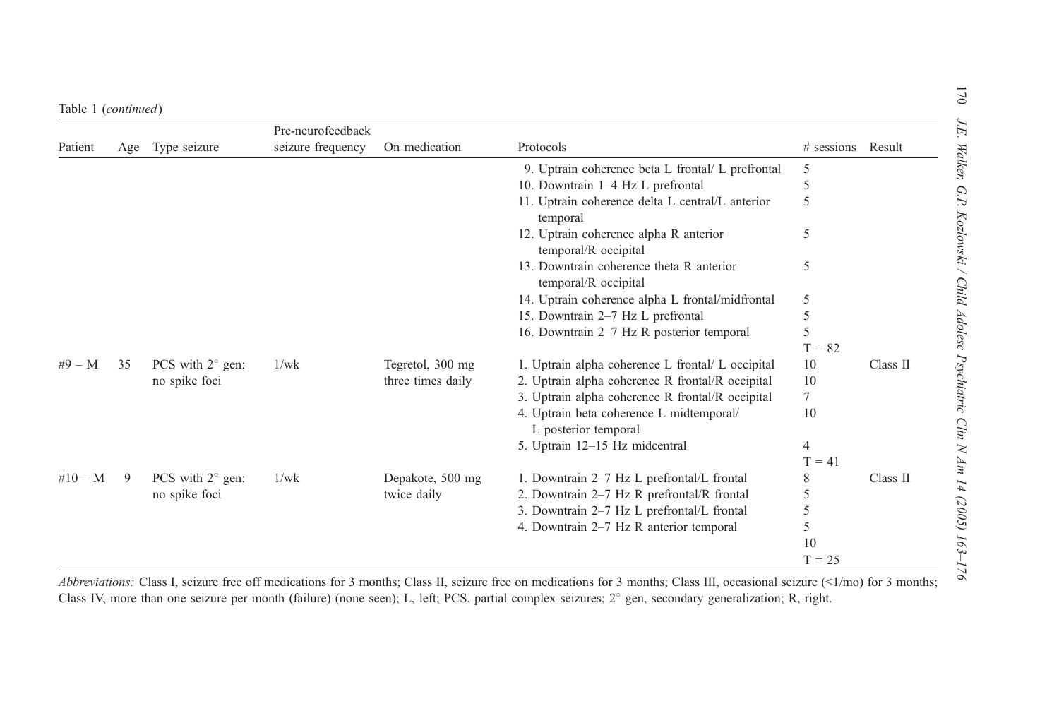Table 1 (*continued*)

| Patient | Age | Type seizure | Pre-neurofeedback seizure frequency | On medication | Protocols | # sessions | Result |
|---|---|---|---|---|---|---|---|
| | | | | | 9. Uptrain coherence beta L frontal/ L prefrontal | 5 | |
| | | | | | 10. Downtrain 1–4 Hz L prefrontal | 5 | |
| | | | | | 11. Uptrain coherence delta L central/L anterior temporal | 5 | |
| | | | | | 12. Uptrain coherence alpha R anterior temporal/R occipital | 5 | |
| | | | | | 13. Downtrain coherence theta R anterior temporal/R occipital | 5 | |
| | | | | | 14. Uptrain coherence alpha L frontal/midfrontal | 5 | |
| | | | | | 15. Downtrain 2–7 Hz L prefrontal | 5 | |
| | | | | | 16. Downtrain 2–7 Hz R posterior temporal | 5 | |
| | | | | | | T = 82 | |
| #9 – M | 35 | PCS with 2° gen: no spike foci | 1/wk | Tegretol, 300 mg three times daily | 1. Uptrain alpha coherence L frontal/ L occipital | 10 | Class II |
| | | | | | 2. Uptrain alpha coherence R frontal/R occipital | 10 | |
| | | | | | 3. Uptrain alpha coherence R frontal/R occipital | 7 | |
| | | | | | 4. Uptrain beta coherence L midtemporal/ L posterior temporal | 10 | |
| | | | | | 5. Uptrain 12–15 Hz midcentral | 4 | |
| | | | | | | T = 41 | |
| #10 – M | 9 | PCS with 2° gen: no spike foci | 1/wk | Depakote, 500 mg twice daily | 1. Downtrain 2–7 Hz L prefrontal/L frontal | 8 | Class II |
| | | | | | 2. Downtrain 2–7 Hz R prefrontal/R frontal | 5 | |
| | | | | | 3. Downtrain 2–7 Hz L prefrontal/L frontal | 5 | |
| | | | | | 4. Downtrain 2–7 Hz R anterior temporal | 5 | |
| | | | | | | 10 | |
| | | | | | | T = 25 | |

*Abbreviations:* Class I, seizure free off medications for 3 months; Class II, seizure free on medications for 3 months; Class III, occasional seizure (<1/mo) for 3 months; Class IV, more than one seizure per month (failure) (none seen); L, left; PCS, partial complex seizures; 2° gen, secondary generalization; R, right.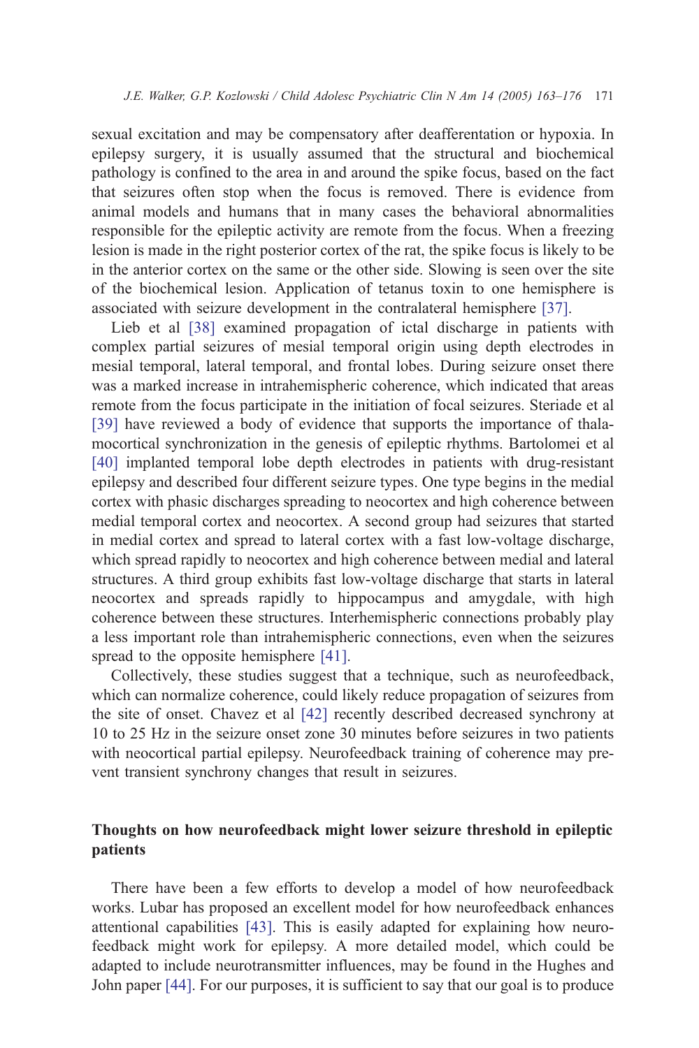sexual excitation and may be compensatory after deafferentation or hypoxia. In epilepsy surgery, it is usually assumed that the structural and biochemical pathology is confined to the area in and around the spike focus, based on the fact that seizures often stop when the focus is removed. There is evidence from animal models and humans that in many cases the behavioral abnormalities responsible for the epileptic activity are remote from the focus. When a freezing lesion is made in the right posterior cortex of the rat, the spike focus is likely to be in the anterior cortex on the same or the other side. Slowing is seen over the site of the biochemical lesion. Application of tetanus toxin to one hemisphere is associated with seizure development in the contralateral hemisphere [37].

Lieb et al [38] examined propagation of ictal discharge in patients with complex partial seizures of mesial temporal origin using depth electrodes in mesial temporal, lateral temporal, and frontal lobes. During seizure onset there was a marked increase in intrahemispheric coherence, which indicated that areas remote from the focus participate in the initiation of focal seizures. Steriade et al [39] have reviewed a body of evidence that supports the importance of thalamocortical synchronization in the genesis of epileptic rhythms. Bartolomei et al [40] implanted temporal lobe depth electrodes in patients with drug-resistant epilepsy and described four different seizure types. One type begins in the medial cortex with phasic discharges spreading to neocortex and high coherence between medial temporal cortex and neocortex. A second group had seizures that started in medial cortex and spread to lateral cortex with a fast low-voltage discharge, which spread rapidly to neocortex and high coherence between medial and lateral structures. A third group exhibits fast low-voltage discharge that starts in lateral neocortex and spreads rapidly to hippocampus and amygdale, with high coherence between these structures. Interhemispheric connections probably play a less important role than intrahemispheric connections, even when the seizures spread to the opposite hemisphere [41].

Collectively, these studies suggest that a technique, such as neurofeedback, which can normalize coherence, could likely reduce propagation of seizures from the site of onset. Chavez et al [42] recently described decreased synchrony at 10 to 25 Hz in the seizure onset zone 30 minutes before seizures in two patients with neocortical partial epilepsy. Neurofeedback training of coherence may prevent transient synchrony changes that result in seizures.

## Thoughts on how neurofeedback might lower seizure threshold in epileptic patients

There have been a few efforts to develop a model of how neurofeedback works. Lubar has proposed an excellent model for how neurofeedback enhances attentional capabilities [43]. This is easily adapted for explaining how neurofeedback might work for epilepsy. A more detailed model, which could be adapted to include neurotransmitter influences, may be found in the Hughes and John paper [44]. For our purposes, it is sufficient to say that our goal is to produce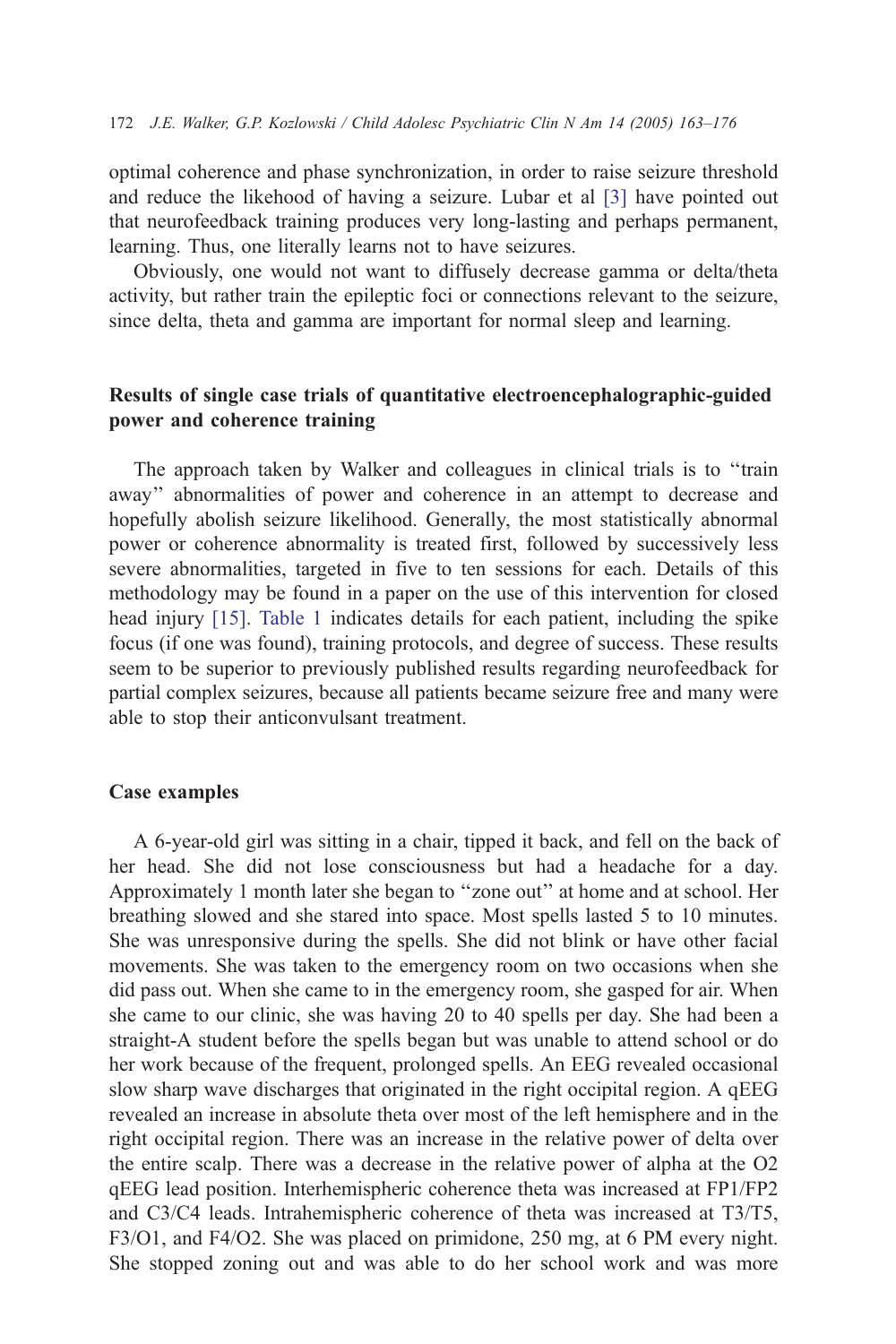optimal coherence and phase synchronization, in order to raise seizure threshold and reduce the likehood of having a seizure. Lubar et al [3] have pointed out that neurofeedback training produces very long-lasting and perhaps permanent, learning. Thus, one literally learns not to have seizures.

Obviously, one would not want to diffusely decrease gamma or delta/theta activity, but rather train the epileptic foci or connections relevant to the seizure, since delta, theta and gamma are important for normal sleep and learning.

## Results of single case trials of quantitative electroencephalographic-guided power and coherence training

The approach taken by Walker and colleagues in clinical trials is to ‘‘train away’’ abnormalities of power and coherence in an attempt to decrease and hopefully abolish seizure likelihood. Generally, the most statistically abnormal power or coherence abnormality is treated first, followed by successively less severe abnormalities, targeted in five to ten sessions for each. Details of this methodology may be found in a paper on the use of this intervention for closed head injury [15]. Table 1 indicates details for each patient, including the spike focus (if one was found), training protocols, and degree of success. These results seem to be superior to previously published results regarding neurofeedback for partial complex seizures, because all patients became seizure free and many were able to stop their anticonvulsant treatment.

## Case examples

A 6-year-old girl was sitting in a chair, tipped it back, and fell on the back of her head. She did not lose consciousness but had a headache for a day. Approximately 1 month later she began to ‘‘zone out’’ at home and at school. Her breathing slowed and she stared into space. Most spells lasted 5 to 10 minutes. She was unresponsive during the spells. She did not blink or have other facial movements. She was taken to the emergency room on two occasions when she did pass out. When she came to in the emergency room, she gasped for air. When she came to our clinic, she was having 20 to 40 spells per day. She had been a straight-A student before the spells began but was unable to attend school or do her work because of the frequent, prolonged spells. An EEG revealed occasional slow sharp wave discharges that originated in the right occipital region. A qEEG revealed an increase in absolute theta over most of the left hemisphere and in the right occipital region. There was an increase in the relative power of delta over the entire scalp. There was a decrease in the relative power of alpha at the O2 qEEG lead position. Interhemispheric coherence theta was increased at FP1/FP2 and C3/C4 leads. Intrahemispheric coherence of theta was increased at T3/T5, F3/O1, and F4/O2. She was placed on primidone, 250 mg, at 6 PM every night. She stopped zoning out and was able to do her school work and was more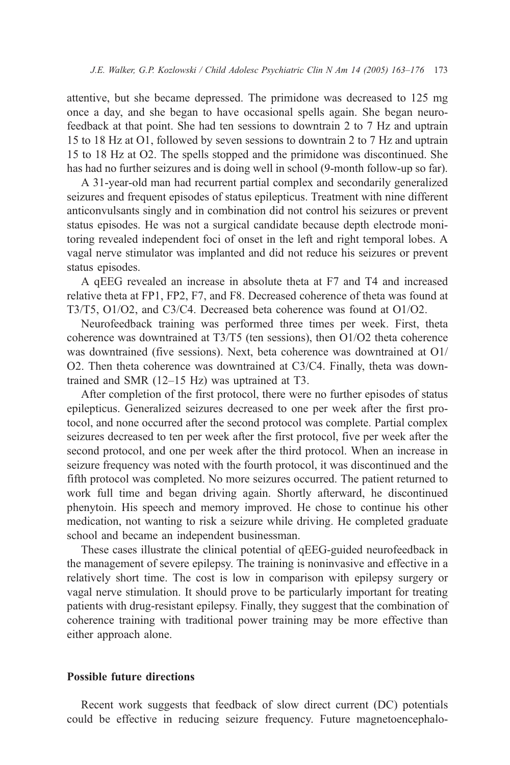attentive, but she became depressed. The primidone was decreased to 125 mg once a day, and she began to have occasional spells again. She began neurofeedback at that point. She had ten sessions to downtrain 2 to 7 Hz and uptrain 15 to 18 Hz at O1, followed by seven sessions to downtrain 2 to 7 Hz and uptrain 15 to 18 Hz at O2. The spells stopped and the primidone was discontinued. She has had no further seizures and is doing well in school (9-month follow-up so far).

A 31-year-old man had recurrent partial complex and secondarily generalized seizures and frequent episodes of status epilepticus. Treatment with nine different anticonvulsants singly and in combination did not control his seizures or prevent status episodes. He was not a surgical candidate because depth electrode monitoring revealed independent foci of onset in the left and right temporal lobes. A vagal nerve stimulator was implanted and did not reduce his seizures or prevent status episodes.

A qEEG revealed an increase in absolute theta at F7 and T4 and increased relative theta at FP1, FP2, F7, and F8. Decreased coherence of theta was found at T3/T5, O1/O2, and C3/C4. Decreased beta coherence was found at O1/O2.

Neurofeedback training was performed three times per week. First, theta coherence was downtrained at T3/T5 (ten sessions), then O1/O2 theta coherence was downtrained (five sessions). Next, beta coherence was downtrained at O1/O2. Then theta coherence was downtrained at C3/C4. Finally, theta was downtrained and SMR (12–15 Hz) was uptrained at T3.

After completion of the first protocol, there were no further episodes of status epilepticus. Generalized seizures decreased to one per week after the first protocol, and none occurred after the second protocol was complete. Partial complex seizures decreased to ten per week after the first protocol, five per week after the second protocol, and one per week after the third protocol. When an increase in seizure frequency was noted with the fourth protocol, it was discontinued and the fifth protocol was completed. No more seizures occurred. The patient returned to work full time and began driving again. Shortly afterward, he discontinued phenytoin. His speech and memory improved. He chose to continue his other medication, not wanting to risk a seizure while driving. He completed graduate school and became an independent businessman.

These cases illustrate the clinical potential of qEEG-guided neurofeedback in the management of severe epilepsy. The training is noninvasive and effective in a relatively short time. The cost is low in comparison with epilepsy surgery or vagal nerve stimulation. It should prove to be particularly important for treating patients with drug-resistant epilepsy. Finally, they suggest that the combination of coherence training with traditional power training may be more effective than either approach alone.

## Possible future directions

Recent work suggests that feedback of slow direct current (DC) potentials could be effective in reducing seizure frequency. Future magnetoencephalo-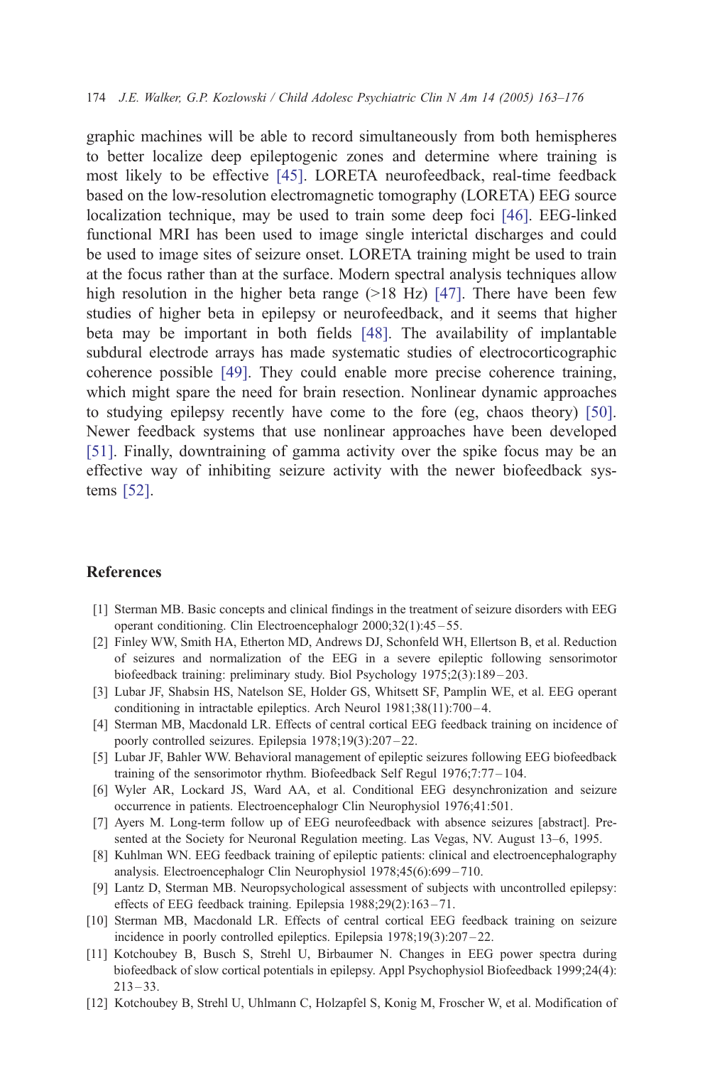graphic machines will be able to record simultaneously from both hemispheres to better localize deep epileptogenic zones and determine where training is most likely to be effective [45]. LORETA neurofeedback, real-time feedback based on the low-resolution electromagnetic tomography (LORETA) EEG source localization technique, may be used to train some deep foci [46]. EEG-linked functional MRI has been used to image single interictal discharges and could be used to image sites of seizure onset. LORETA training might be used to train at the focus rather than at the surface. Modern spectral analysis techniques allow high resolution in the higher beta range (>18 Hz) [47]. There have been few studies of higher beta in epilepsy or neurofeedback, and it seems that higher beta may be important in both fields [48]. The availability of implantable subdural electrode arrays has made systematic studies of electrocorticographic coherence possible [49]. They could enable more precise coherence training, which might spare the need for brain resection. Nonlinear dynamic approaches to studying epilepsy recently have come to the fore (eg, chaos theory) [50]. Newer feedback systems that use nonlinear approaches have been developed [51]. Finally, downtraining of gamma activity over the spike focus may be an effective way of inhibiting seizure activity with the newer biofeedback systems [52].

## References

[1] Sterman MB. Basic concepts and clinical findings in the treatment of seizure disorders with EEG operant conditioning. Clin Electroencephalogr 2000;32(1):45–55.

[2] Finley WW, Smith HA, Etherton MD, Andrews DJ, Schonfeld WH, Ellertson B, et al. Reduction of seizures and normalization of the EEG in a severe epileptic following sensorimotor biofeedback training: preliminary study. Biol Psychology 1975;2(3):189–203.

[3] Lubar JF, Shabsin HS, Natelson SE, Holder GS, Whitsett SF, Pamplin WE, et al. EEG operant conditioning in intractable epileptics. Arch Neurol 1981;38(11):700–4.

[4] Sterman MB, Macdonald LR. Effects of central cortical EEG feedback training on incidence of poorly controlled seizures. Epilepsia 1978;19(3):207–22.

[5] Lubar JF, Bahler WW. Behavioral management of epileptic seizures following EEG biofeedback training of the sensorimotor rhythm. Biofeedback Self Regul 1976;7:77–104.

[6] Wyler AR, Lockard JS, Ward AA, et al. Conditional EEG desynchronization and seizure occurrence in patients. Electroencephalogr Clin Neurophysiol 1976;41:501.

[7] Ayers M. Long-term follow up of EEG neurofeedback with absence seizures [abstract]. Presented at the Society for Neuronal Regulation meeting. Las Vegas, NV. August 13–6, 1995.

[8] Kuhlman WN. EEG feedback training of epileptic patients: clinical and electroencephalography analysis. Electroencephalogr Clin Neurophysiol 1978;45(6):699–710.

[9] Lantz D, Sterman MB. Neuropsychological assessment of subjects with uncontrolled epilepsy: effects of EEG feedback training. Epilepsia 1988;29(2):163–71.

[10] Sterman MB, Macdonald LR. Effects of central cortical EEG feedback training on seizure incidence in poorly controlled epileptics. Epilepsia 1978;19(3):207–22.

[11] Kotchoubey B, Busch S, Strehl U, Birbaumer N. Changes in EEG power spectra during biofeedback of slow cortical potentials in epilepsy. Appl Psychophysiol Biofeedback 1999;24(4): 213–33.

[12] Kotchoubey B, Strehl U, Uhlmann C, Holzapfel S, Konig M, Froscher W, et al. Modification of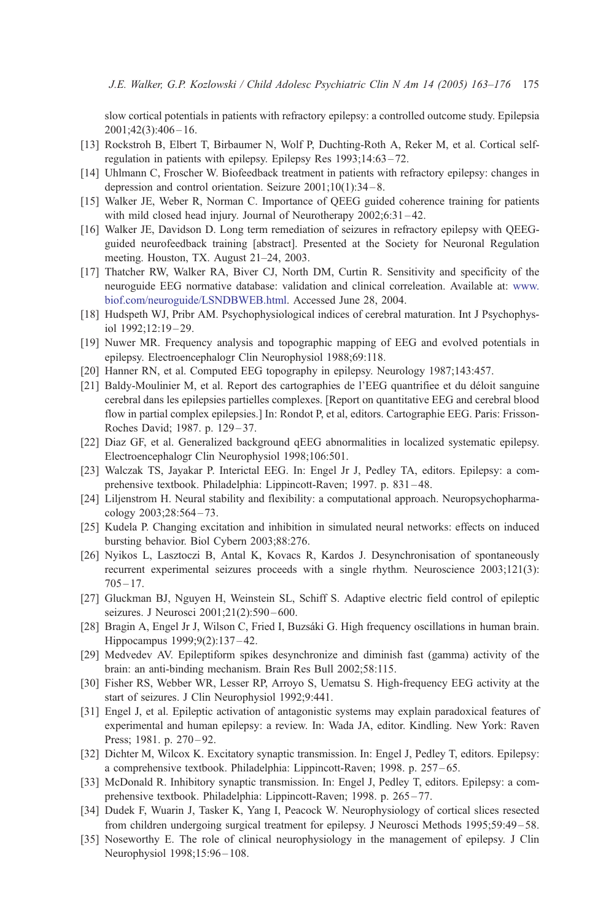slow cortical potentials in patients with refractory epilepsy: a controlled outcome study. Epilepsia 2001;42(3):406–16.

[13] Rockstroh B, Elbert T, Birbaumer N, Wolf P, Duchting-Roth A, Reker M, et al. Cortical self-regulation in patients with epilepsy. Epilepsy Res 1993;14:63–72.

[14] Uhlmann C, Froscher W. Biofeedback treatment in patients with refractory epilepsy: changes in depression and control orientation. Seizure 2001;10(1):34–8.

[15] Walker JE, Weber R, Norman C. Importance of QEEG guided coherence training for patients with mild closed head injury. Journal of Neurotherapy 2002;6:31–42.

[16] Walker JE, Davidson D. Long term remediation of seizures in refractory epilepsy with QEEG-guided neurofeedback training [abstract]. Presented at the Society for Neuronal Regulation meeting. Houston, TX. August 21–24, 2003.

[17] Thatcher RW, Walker RA, Biver CJ, North DM, Curtin R. Sensitivity and specificity of the neuroguide EEG normative database: validation and clinical correleation. Available at: www.biof.com/neuroguide/LSNDBWEB.html. Accessed June 28, 2004.

[18] Hudspeth WJ, Pribr AM. Psychophysiological indices of cerebral maturation. Int J Psychophysiol 1992;12:19–29.

[19] Nuwer MR. Frequency analysis and topographic mapping of EEG and evolved potentials in epilepsy. Electroencephalogr Clin Neurophysiol 1988;69:118.

[20] Hanner RN, et al. Computed EEG topography in epilepsy. Neurology 1987;143:457.

[21] Baldy-Moulinier M, et al. Report des cartographies de l'EEG quantrifiee et du déloit sanguine cerebral dans les epilepsies partielles complexes. [Report on quantitative EEG and cerebral blood flow in partial complex epilepsies.] In: Rondot P, et al, editors. Cartographie EEG. Paris: Frisson-Roches David; 1987. p. 129–37.

[22] Diaz GF, et al. Generalized background qEEG abnormalities in localized systematic epilepsy. Electroencephalogr Clin Neurophysiol 1998;106:501.

[23] Walczak TS, Jayakar P. Interictal EEG. In: Engel Jr J, Pedley TA, editors. Epilepsy: a comprehensive textbook. Philadelphia: Lippincott-Raven; 1997. p. 831–48.

[24] Liljenstrom H. Neural stability and flexibility: a computational approach. Neuropsychopharmacology 2003;28:564–73.

[25] Kudela P. Changing excitation and inhibition in simulated neural networks: effects on induced bursting behavior. Biol Cybern 2003;88:276.

[26] Nyikos L, Lasztoczi B, Antal K, Kovacs R, Kardos J. Desynchronisation of spontaneously recurrent experimental seizures proceeds with a single rhythm. Neuroscience 2003;121(3):705–17.

[27] Gluckman BJ, Nguyen H, Weinstein SL, Schiff S. Adaptive electric field control of epileptic seizures. J Neurosci 2001;21(2):590–600.

[28] Bragin A, Engel Jr J, Wilson C, Fried I, Buzsáki G. High frequency oscillations in human brain. Hippocampus 1999;9(2):137–42.

[29] Medvedev AV. Epileptiform spikes desynchronize and diminish fast (gamma) activity of the brain: an anti-binding mechanism. Brain Res Bull 2002;58:115.

[30] Fisher RS, Webber WR, Lesser RP, Arroyo S, Uematsu S. High-frequency EEG activity at the start of seizures. J Clin Neurophysiol 1992;9:441.

[31] Engel J, et al. Epileptic activation of antagonistic systems may explain paradoxical features of experimental and human epilepsy: a review. In: Wada JA, editor. Kindling. New York: Raven Press; 1981. p. 270–92.

[32] Dichter M, Wilcox K. Excitatory synaptic transmission. In: Engel J, Pedley T, editors. Epilepsy: a comprehensive textbook. Philadelphia: Lippincott-Raven; 1998. p. 257–65.

[33] McDonald R. Inhibitory synaptic transmission. In: Engel J, Pedley T, editors. Epilepsy: a comprehensive textbook. Philadelphia: Lippincott-Raven; 1998. p. 265–77.

[34] Dudek F, Wuarin J, Tasker K, Yang I, Peacock W. Neurophysiology of cortical slices resected from children undergoing surgical treatment for epilepsy. J Neurosci Methods 1995;59:49–58.

[35] Noseworthy E. The role of clinical neurophysiology in the management of epilepsy. J Clin Neurophysiol 1998;15:96–108.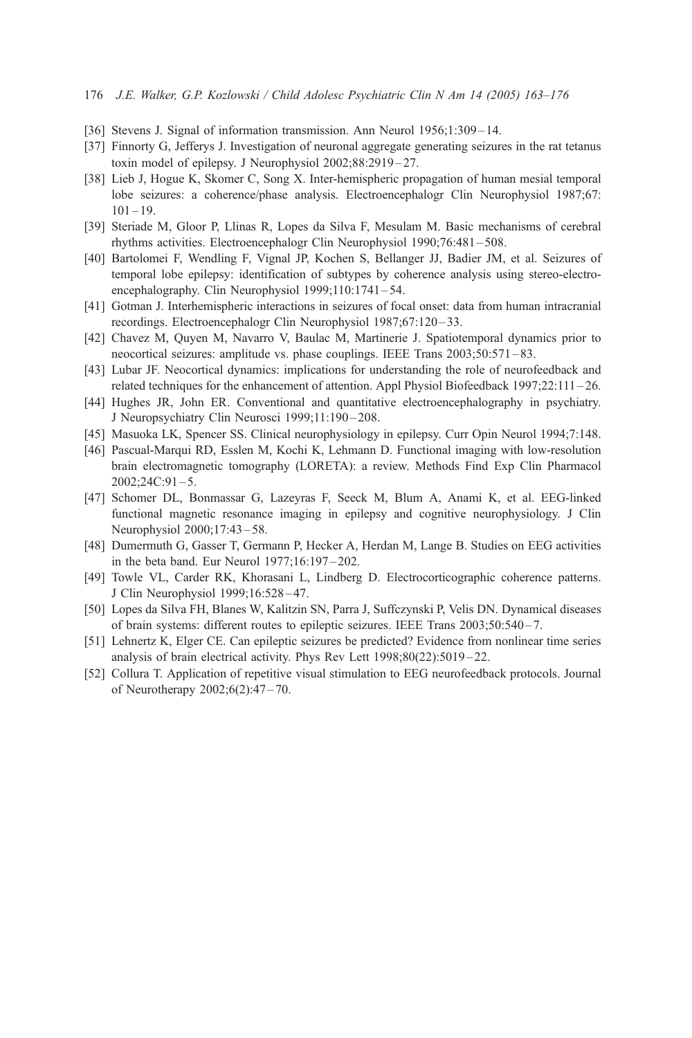[36] Stevens J. Signal of information transmission. Ann Neurol 1956;1:309–14.

[37] Finnorty G, Jefferys J. Investigation of neuronal aggregate generating seizures in the rat tetanus toxin model of epilepsy. J Neurophysiol 2002;88:2919–27.

[38] Lieb J, Hogue K, Skomer C, Song X. Inter-hemispheric propagation of human mesial temporal lobe seizures: a coherence/phase analysis. Electroencephalogr Clin Neurophysiol 1987;67: 101–19.

[39] Steriade M, Gloor P, Llinas R, Lopes da Silva F, Mesulam M. Basic mechanisms of cerebral rhythms activities. Electroencephalogr Clin Neurophysiol 1990;76:481–508.

[40] Bartolomei F, Wendling F, Vignal JP, Kochen S, Bellanger JJ, Badier JM, et al. Seizures of temporal lobe epilepsy: identification of subtypes by coherence analysis using stereo-electro-encephalography. Clin Neurophysiol 1999;110:1741–54.

[41] Gotman J. Interhemispheric interactions in seizures of focal onset: data from human intracranial recordings. Electroencephalogr Clin Neurophysiol 1987;67:120–33.

[42] Chavez M, Quyen M, Navarro V, Baulac M, Martinerie J. Spatiotemporal dynamics prior to neocortical seizures: amplitude vs. phase couplings. IEEE Trans 2003;50:571–83.

[43] Lubar JF. Neocortical dynamics: implications for understanding the role of neurofeedback and related techniques for the enhancement of attention. Appl Physiol Biofeedback 1997;22:111–26.

[44] Hughes JR, John ER. Conventional and quantitative electroencephalography in psychiatry. J Neuropsychiatry Clin Neurosci 1999;11:190–208.

[45] Masuoka LK, Spencer SS. Clinical neurophysiology in epilepsy. Curr Opin Neurol 1994;7:148.

[46] Pascual-Marqui RD, Esslen M, Kochi K, Lehmann D. Functional imaging with low-resolution brain electromagnetic tomography (LORETA): a review. Methods Find Exp Clin Pharmacol 2002;24C:91–5.

[47] Schomer DL, Bonmassar G, Lazeyras F, Seeck M, Blum A, Anami K, et al. EEG-linked functional magnetic resonance imaging in epilepsy and cognitive neurophysiology. J Clin Neurophysiol 2000;17:43–58.

[48] Dumermuth G, Gasser T, Germann P, Hecker A, Herdan M, Lange B. Studies on EEG activities in the beta band. Eur Neurol 1977;16:197–202.

[49] Towle VL, Carder RK, Khorasani L, Lindberg D. Electrocorticographic coherence patterns. J Clin Neurophysiol 1999;16:528–47.

[50] Lopes da Silva FH, Blanes W, Kalitzin SN, Parra J, Suffczynski P, Velis DN. Dynamical diseases of brain systems: different routes to epileptic seizures. IEEE Trans 2003;50:540–7.

[51] Lehnertz K, Elger CE. Can epileptic seizures be predicted? Evidence from nonlinear time series analysis of brain electrical activity. Phys Rev Lett 1998;80(22):5019–22.

[52] Collura T. Application of repetitive visual stimulation to EEG neurofeedback protocols. Journal of Neurotherapy 2002;6(2):47–70.